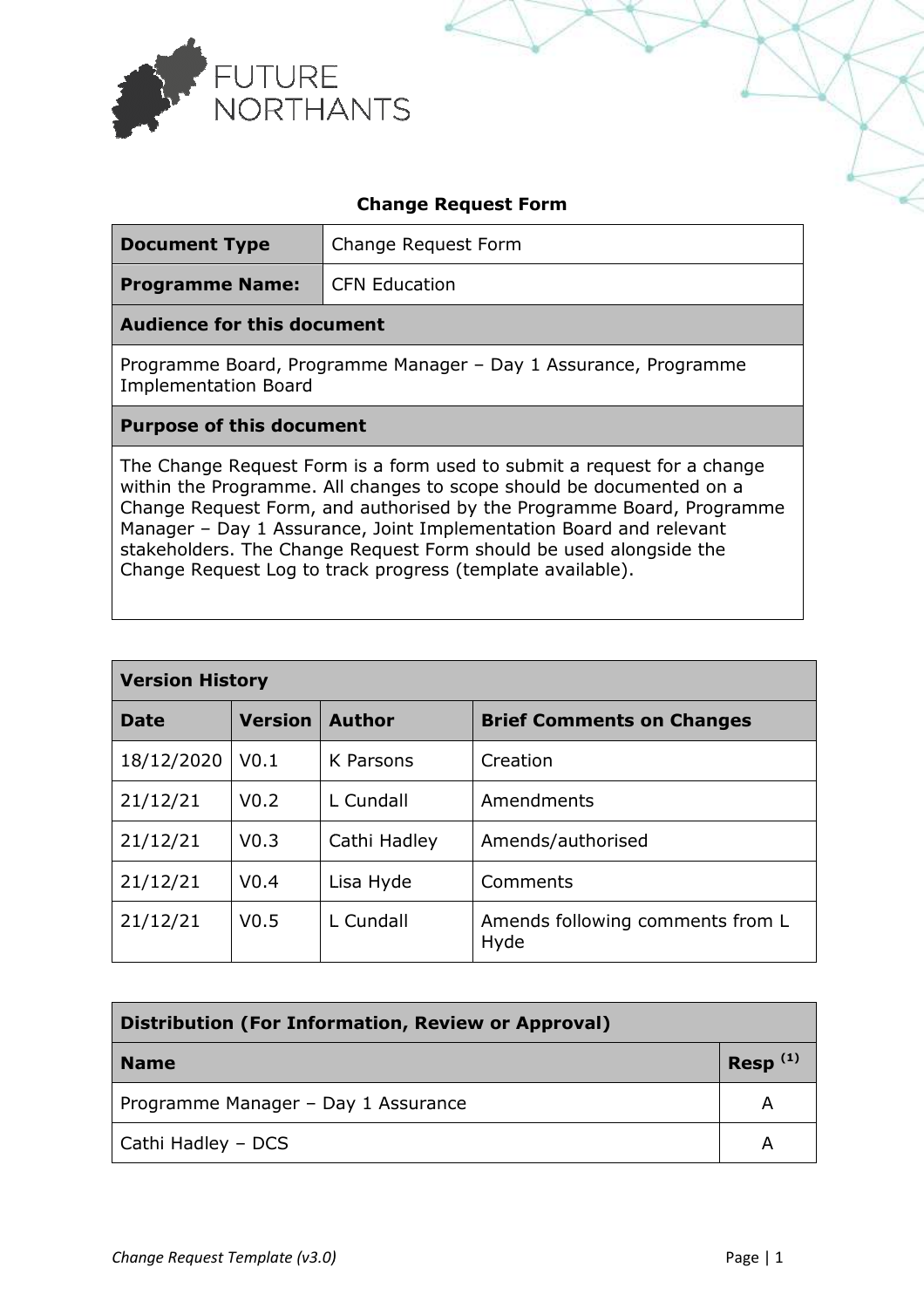FUTURE NORTHANTS

# Change Request Form

| **Document Type** | Change Request Form |
|---|---|
| **Programme Name:** | CFN Education |

| **Audience for this document** |
|---|
| Programme Board, Programme Manager – Day 1 Assurance, Programme Implementation Board |

| **Purpose of this document** |
|---|
| The Change Request Form is a form used to submit a request for a change within the Programme. All changes to scope should be documented on a Change Request Form, and authorised by the Programme Board, Programme Manager – Day 1 Assurance, Joint Implementation Board and relevant stakeholders. The Change Request Form should be used alongside the Change Request Log to track progress (template available). |

| **Version History** | | | |
|---|---|---|---|
| **Date** | **Version** | **Author** | **Brief Comments on Changes** |
| 18/12/2020 | V0.1 | K Parsons | Creation |
| 21/12/21 | V0.2 | L Cundall | Amendments |
| 21/12/21 | V0.3 | Cathi Hadley | Amends/authorised |
| 21/12/21 | V0.4 | Lisa Hyde | Comments |
| 21/12/21 | V0.5 | L Cundall | Amends following comments from L Hyde |

| **Distribution (For Information, Review or Approval)** | |
|---|---|
| **Name** | **Resp (1)** |
| Programme Manager – Day 1 Assurance | A |
| Cathi Hadley – DCS | A |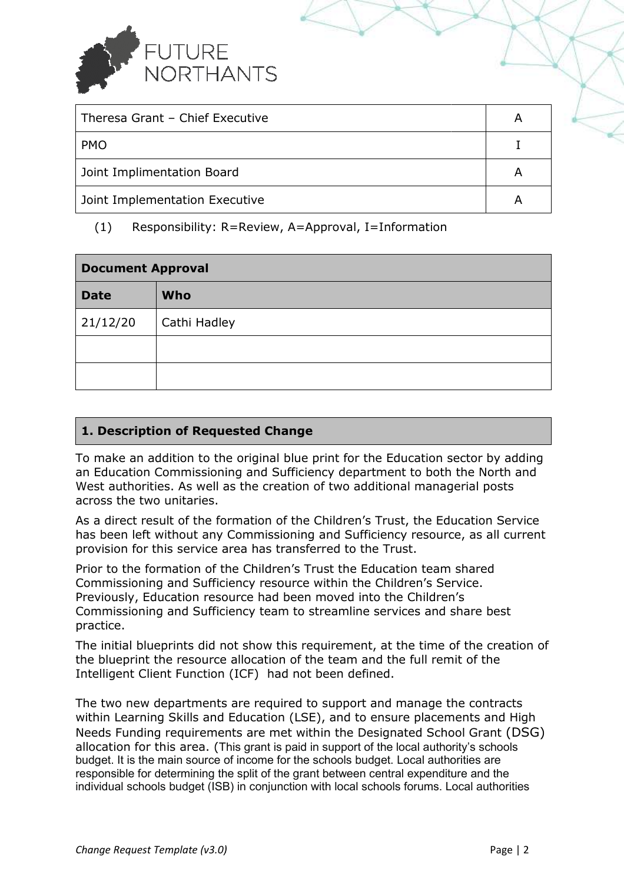| | |
|---|---|
| Theresa Grant – Chief Executive | A |
| PMO | I |
| Joint Implimentation Board | A |
| Joint Implementation Executive | A |

(1) Responsibility: R=Review, A=Approval, I=Information

| Document Approval | |
|---|---|
| **Date** | **Who** |
| 21/12/20 | Cathi Hadley |
| | |
| | |

## 1. Description of Requested Change

To make an addition to the original blue print for the Education sector by adding an Education Commissioning and Sufficiency department to both the North and West authorities. As well as the creation of two additional managerial posts across the two unitaries.

As a direct result of the formation of the Children's Trust, the Education Service has been left without any Commissioning and Sufficiency resource, as all current provision for this service area has transferred to the Trust.

Prior to the formation of the Children's Trust the Education team shared Commissioning and Sufficiency resource within the Children's Service. Previously, Education resource had been moved into the Children's Commissioning and Sufficiency team to streamline services and share best practice.

The initial blueprints did not show this requirement, at the time of the creation of the blueprint the resource allocation of the team and the full remit of the Intelligent Client Function (ICF) had not been defined.

The two new departments are required to support and manage the contracts within Learning Skills and Education (LSE), and to ensure placements and High Needs Funding requirements are met within the Designated School Grant (DSG) allocation for this area. (This grant is paid in support of the local authority's schools budget. It is the main source of income for the schools budget. Local authorities are responsible for determining the split of the grant between central expenditure and the individual schools budget (ISB) in conjunction with local schools forums. Local authorities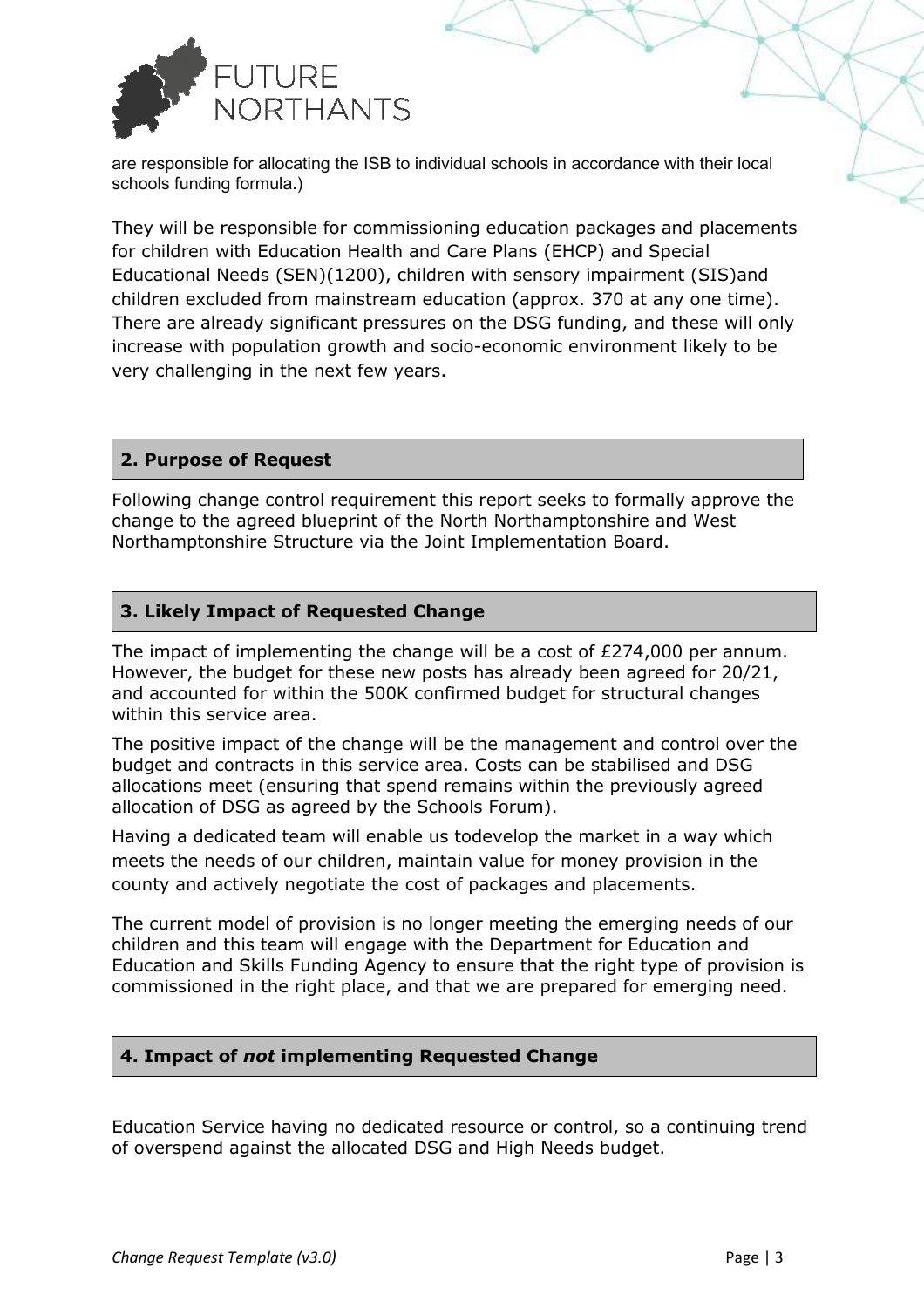are responsible for allocating the ISB to individual schools in accordance with their local schools funding formula.)

They will be responsible for commissioning education packages and placements for children with Education Health and Care Plans (EHCP) and Special Educational Needs (SEN)(1200), children with sensory impairment (SIS)and children excluded from mainstream education (approx. 370 at any one time). There are already significant pressures on the DSG funding, and these will only increase with population growth and socio-economic environment likely to be very challenging in the next few years.

## 2. Purpose of Request

Following change control requirement this report seeks to formally approve the change to the agreed blueprint of the North Northamptonshire and West Northamptonshire Structure via the Joint Implementation Board.

## 3. Likely Impact of Requested Change

The impact of implementing the change will be a cost of £274,000 per annum. However, the budget for these new posts has already been agreed for 20/21, and accounted for within the 500K confirmed budget for structural changes within this service area.

The positive impact of the change will be the management and control over the budget and contracts in this service area. Costs can be stabilised and DSG allocations meet (ensuring that spend remains within the previously agreed allocation of DSG as agreed by the Schools Forum).

Having a dedicated team will enable us todevelop the market in a way which meets the needs of our children, maintain value for money provision in the county and actively negotiate the cost of packages and placements.

The current model of provision is no longer meeting the emerging needs of our children and this team will engage with the Department for Education and Education and Skills Funding Agency to ensure that the right type of provision is commissioned in the right place, and that we are prepared for emerging need.

## 4. Impact of *not* implementing Requested Change

Education Service having no dedicated resource or control, so a continuing trend of overspend against the allocated DSG and High Needs budget.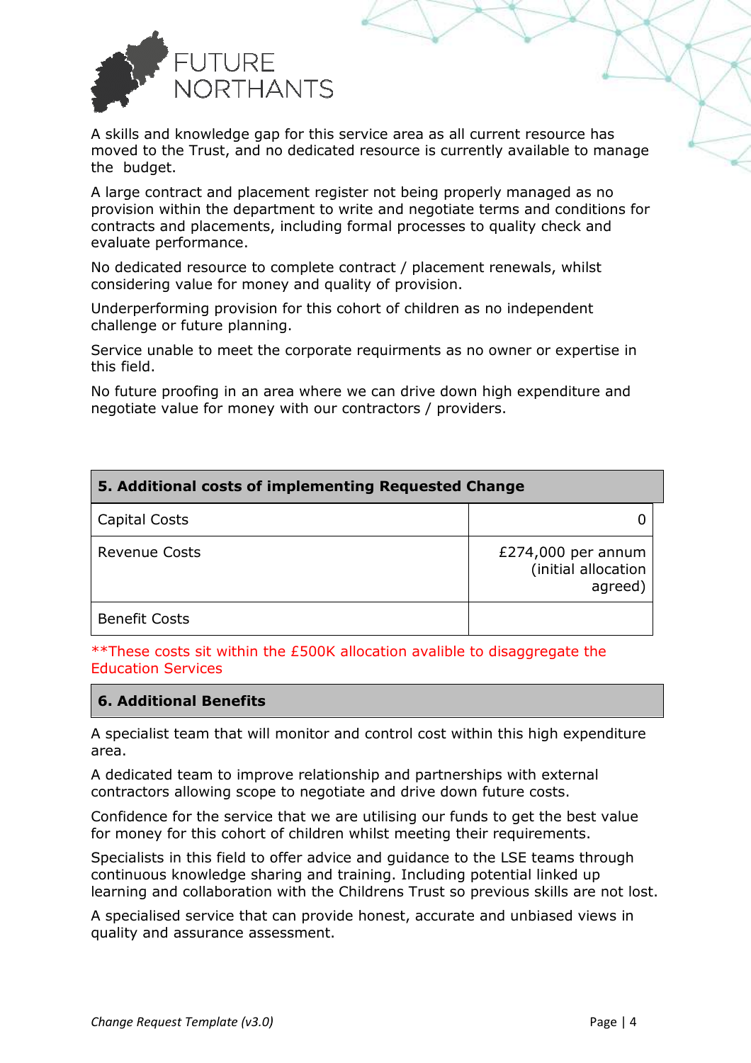A skills and knowledge gap for this service area as all current resource has moved to the Trust, and no dedicated resource is currently available to manage the budget.

A large contract and placement register not being properly managed as no provision within the department to write and negotiate terms and conditions for contracts and placements, including formal processes to quality check and evaluate performance.

No dedicated resource to complete contract / placement renewals, whilst considering value for money and quality of provision.

Underperforming provision for this cohort of children as no independent challenge or future planning.

Service unable to meet the corporate requirments as no owner or expertise in this field.

No future proofing in an area where we can drive down high expenditure and negotiate value for money with our contractors / providers.

| 5. Additional costs of implementing Requested Change | |
|---|---|
| Capital Costs | 0 |
| Revenue Costs | £274,000 per annum (initial allocation agreed) |
| Benefit Costs | |

**These costs sit within the £500K allocation avalible to disaggregate the Education Services

| 6. Additional Benefits |
|---|

A specialist team that will monitor and control cost within this high expenditure area.

A dedicated team to improve relationship and partnerships with external contractors allowing scope to negotiate and drive down future costs.

Confidence for the service that we are utilising our funds to get the best value for money for this cohort of children whilst meeting their requirements.

Specialists in this field to offer advice and guidance to the LSE teams through continuous knowledge sharing and training. Including potential linked up learning and collaboration with the Childrens Trust so previous skills are not lost.

A specialised service that can provide honest, accurate and unbiased views in quality and assurance assessment.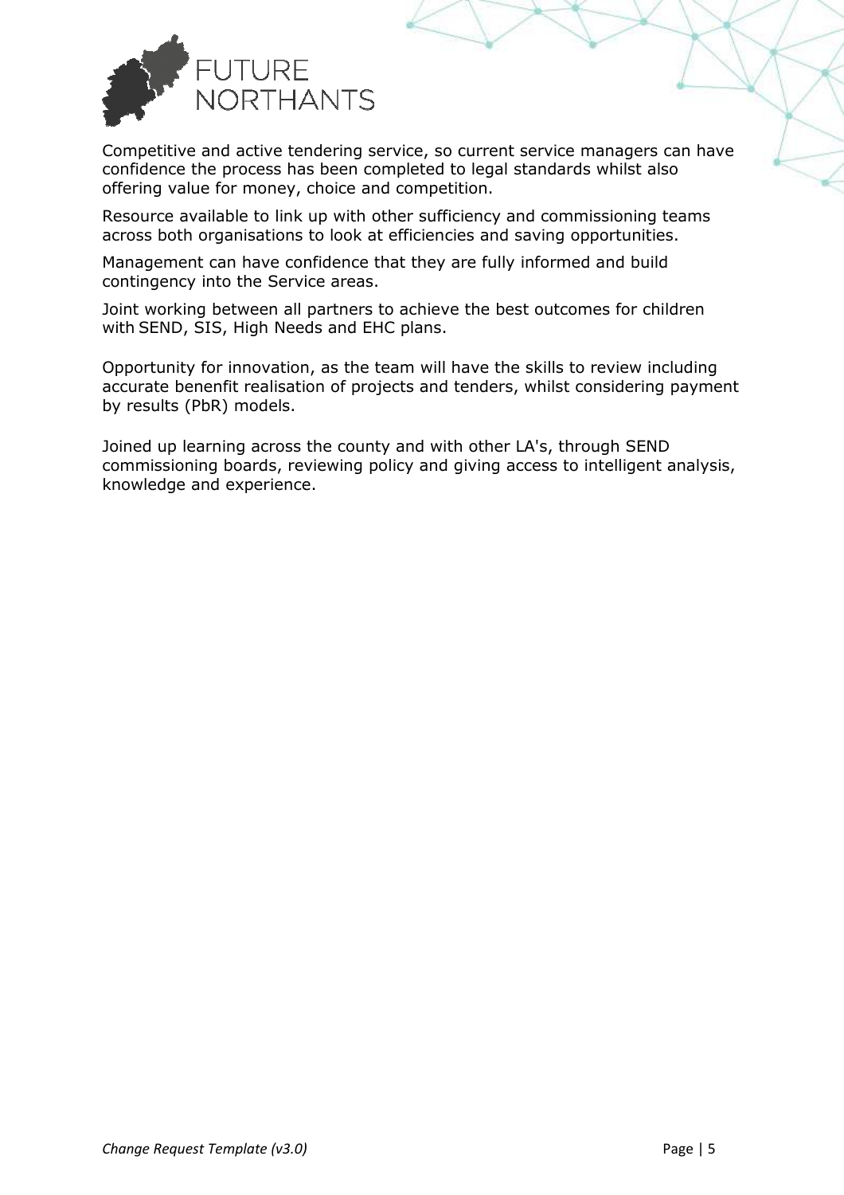Competitive and active tendering service, so current service managers can have confidence the process has been completed to legal standards whilst also offering value for money, choice and competition.

Resource available to link up with other sufficiency and commissioning teams across both organisations to look at efficiencies and saving opportunities.

Management can have confidence that they are fully informed and build contingency into the Service areas.

Joint working between all partners to achieve the best outcomes for children with SEND, SIS, High Needs and EHC plans.

Opportunity for innovation, as the team will have the skills to review including accurate benenfit realisation of projects and tenders, whilst considering payment by results (PbR) models.

Joined up learning across the county and with other LA's, through SEND commissioning boards, reviewing policy and giving access to intelligent analysis, knowledge and experience.